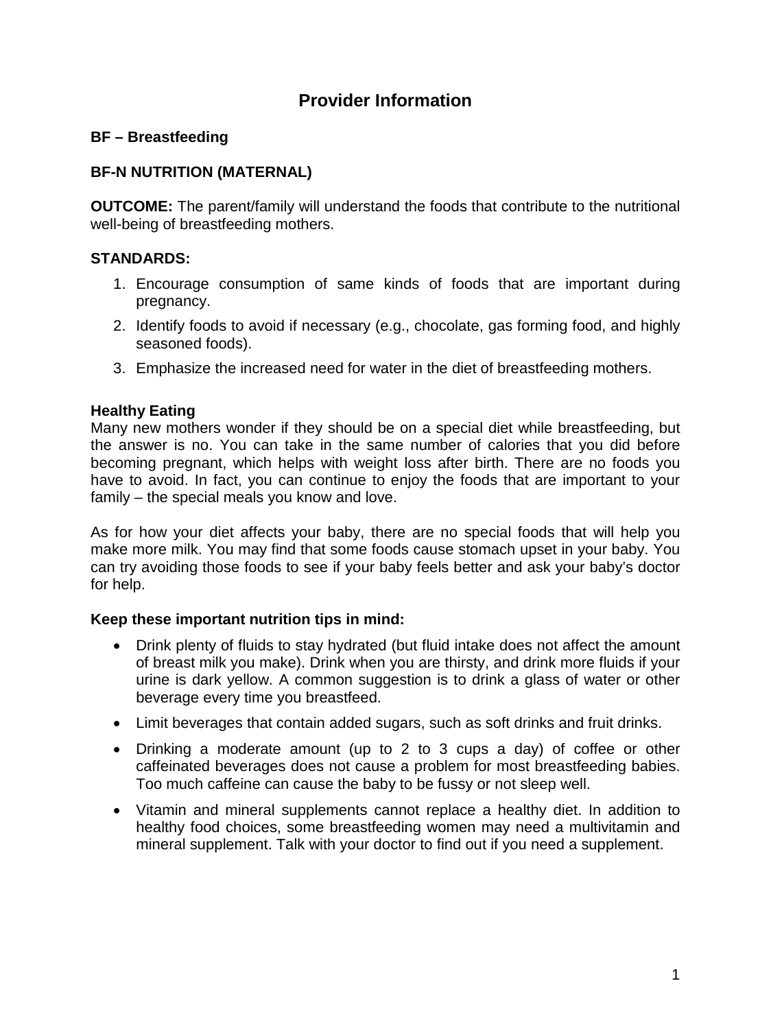# Provider Information

## BF – Breastfeeding

### BF-N NUTRITION (MATERNAL)

**OUTCOME:** The parent/family will understand the foods that contribute to the nutritional well-being of breastfeeding mothers.

**STANDARDS:**

1. Encourage consumption of same kinds of foods that are important during pregnancy.
2. Identify foods to avoid if necessary (e.g., chocolate, gas forming food, and highly seasoned foods).
3. Emphasize the increased need for water in the diet of breastfeeding mothers.

**Healthy Eating**

Many new mothers wonder if they should be on a special diet while breastfeeding, but the answer is no. You can take in the same number of calories that you did before becoming pregnant, which helps with weight loss after birth. There are no foods you have to avoid. In fact, you can continue to enjoy the foods that are important to your family – the special meals you know and love.

As for how your diet affects your baby, there are no special foods that will help you make more milk. You may find that some foods cause stomach upset in your baby. You can try avoiding those foods to see if your baby feels better and ask your baby's doctor for help.

**Keep these important nutrition tips in mind:**

- Drink plenty of fluids to stay hydrated (but fluid intake does not affect the amount of breast milk you make). Drink when you are thirsty, and drink more fluids if your urine is dark yellow. A common suggestion is to drink a glass of water or other beverage every time you breastfeed.
- Limit beverages that contain added sugars, such as soft drinks and fruit drinks.
- Drinking a moderate amount (up to 2 to 3 cups a day) of coffee or other caffeinated beverages does not cause a problem for most breastfeeding babies. Too much caffeine can cause the baby to be fussy or not sleep well.
- Vitamin and mineral supplements cannot replace a healthy diet. In addition to healthy food choices, some breastfeeding women may need a multivitamin and mineral supplement. Talk with your doctor to find out if you need a supplement.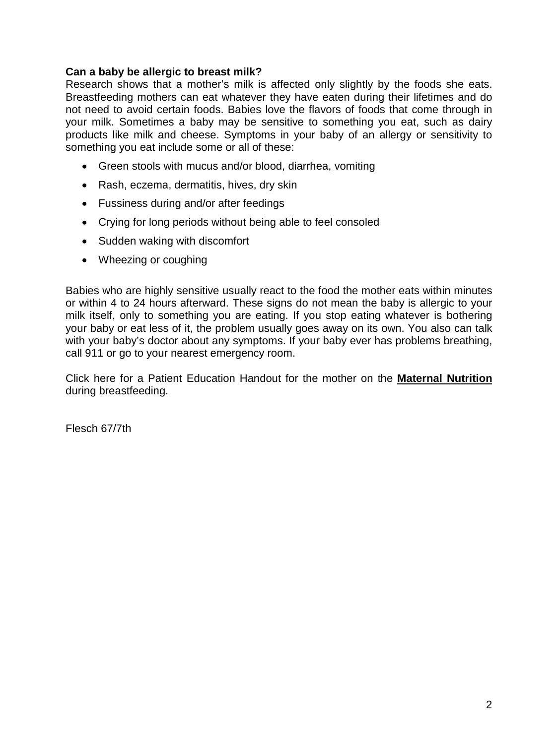**Can a baby be allergic to breast milk?**

Research shows that a mother's milk is affected only slightly by the foods she eats. Breastfeeding mothers can eat whatever they have eaten during their lifetimes and do not need to avoid certain foods. Babies love the flavors of foods that come through in your milk. Sometimes a baby may be sensitive to something you eat, such as dairy products like milk and cheese. Symptoms in your baby of an allergy or sensitivity to something you eat include some or all of these:

- Green stools with mucus and/or blood, diarrhea, vomiting
- Rash, eczema, dermatitis, hives, dry skin
- Fussiness during and/or after feedings
- Crying for long periods without being able to feel consoled
- Sudden waking with discomfort
- Wheezing or coughing

Babies who are highly sensitive usually react to the food the mother eats within minutes or within 4 to 24 hours afterward. These signs do not mean the baby is allergic to your milk itself, only to something you are eating. If you stop eating whatever is bothering your baby or eat less of it, the problem usually goes away on its own. You also can talk with your baby's doctor about any symptoms. If your baby ever has problems breathing, call 911 or go to your nearest emergency room.

Click here for a Patient Education Handout for the mother on the **Maternal Nutrition** during breastfeeding.

Flesch 67/7th